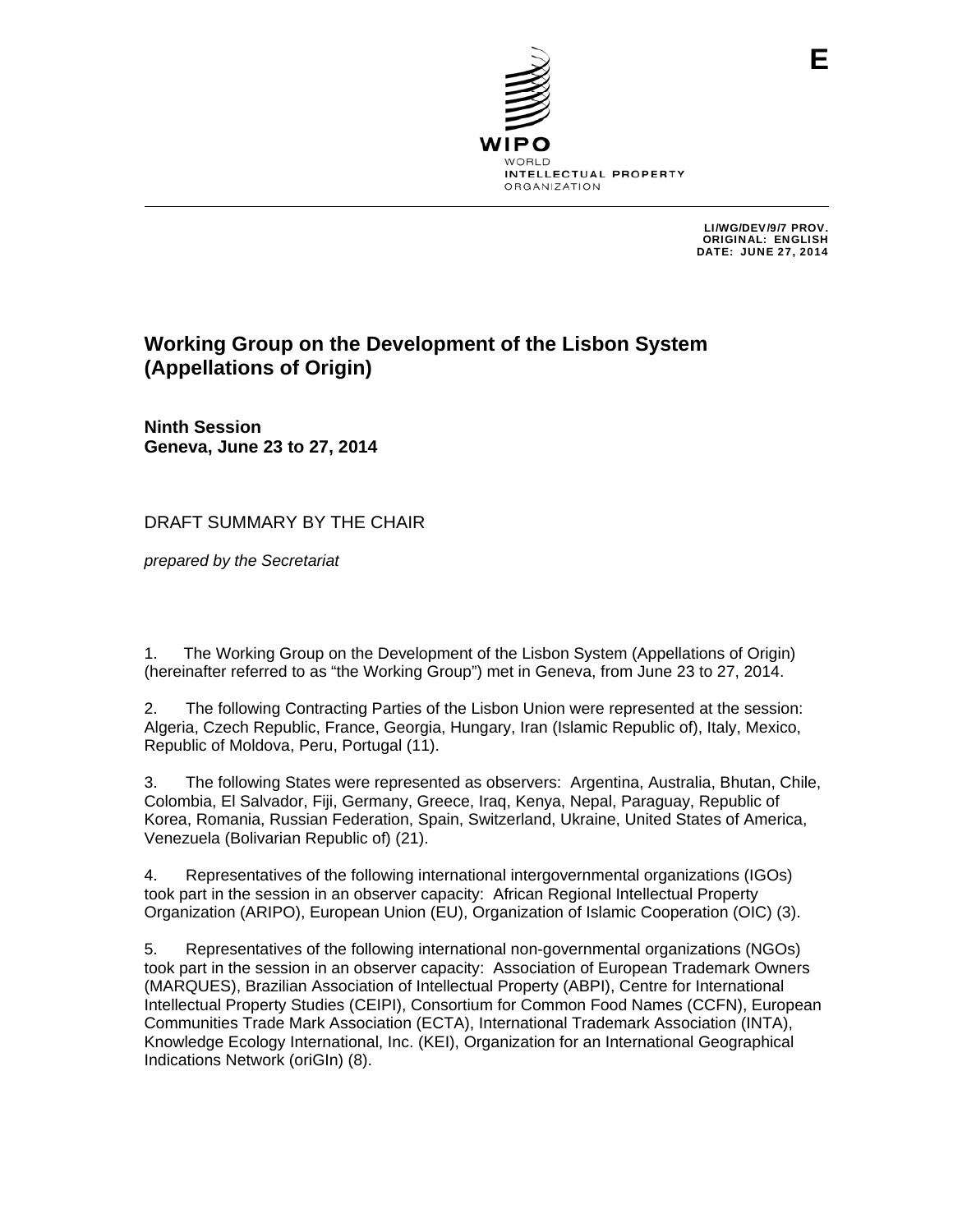E

WIPO
WORLD
INTELLECTUAL PROPERTY
ORGANIZATION

LI/WG/DEV/9/7 PROV.
ORIGINAL: ENGLISH
DATE: JUNE 27, 2014

# Working Group on the Development of the Lisbon System (Appellations of Origin)

**Ninth Session**
**Geneva, June 23 to 27, 2014**

DRAFT SUMMARY BY THE CHAIR

*prepared by the Secretariat*

1. The Working Group on the Development of the Lisbon System (Appellations of Origin) (hereinafter referred to as "the Working Group") met in Geneva, from June 23 to 27, 2014.

2. The following Contracting Parties of the Lisbon Union were represented at the session: Algeria, Czech Republic, France, Georgia, Hungary, Iran (Islamic Republic of), Italy, Mexico, Republic of Moldova, Peru, Portugal (11).

3. The following States were represented as observers: Argentina, Australia, Bhutan, Chile, Colombia, El Salvador, Fiji, Germany, Greece, Iraq, Kenya, Nepal, Paraguay, Republic of Korea, Romania, Russian Federation, Spain, Switzerland, Ukraine, United States of America, Venezuela (Bolivarian Republic of) (21).

4. Representatives of the following international intergovernmental organizations (IGOs) took part in the session in an observer capacity: African Regional Intellectual Property Organization (ARIPO), European Union (EU), Organization of Islamic Cooperation (OIC) (3).

5. Representatives of the following international non-governmental organizations (NGOs) took part in the session in an observer capacity: Association of European Trademark Owners (MARQUES), Brazilian Association of Intellectual Property (ABPI), Centre for International Intellectual Property Studies (CEIPI), Consortium for Common Food Names (CCFN), European Communities Trade Mark Association (ECTA), International Trademark Association (INTA), Knowledge Ecology International, Inc. (KEI), Organization for an International Geographical Indications Network (oriGIn) (8).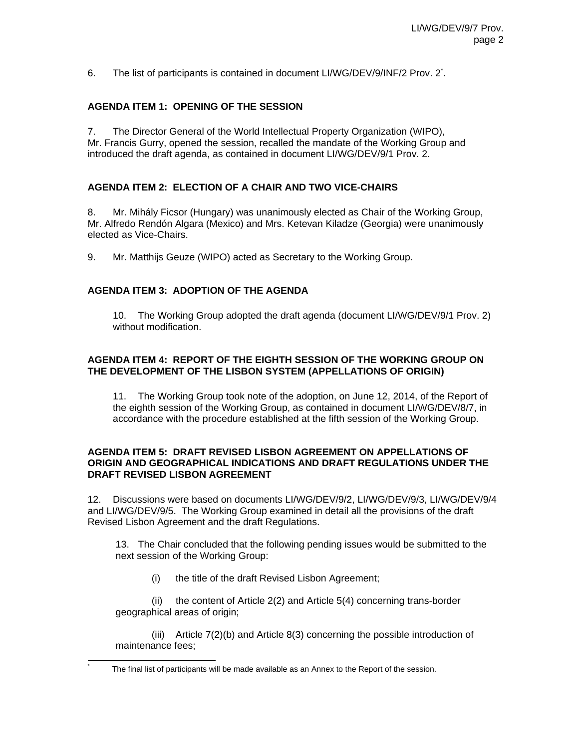6. The list of participants is contained in document LI/WG/DEV/9/INF/2 Prov. 2[*].

**AGENDA ITEM 1: OPENING OF THE SESSION**

7. The Director General of the World Intellectual Property Organization (WIPO), Mr. Francis Gurry, opened the session, recalled the mandate of the Working Group and introduced the draft agenda, as contained in document LI/WG/DEV/9/1 Prov. 2.

**AGENDA ITEM 2: ELECTION OF A CHAIR AND TWO VICE-CHAIRS**

8. Mr. Mihály Ficsor (Hungary) was unanimously elected as Chair of the Working Group, Mr. Alfredo Rendón Algara (Mexico) and Mrs. Ketevan Kiladze (Georgia) were unanimously elected as Vice-Chairs.

9. Mr. Matthijs Geuze (WIPO) acted as Secretary to the Working Group.

**AGENDA ITEM 3: ADOPTION OF THE AGENDA**

> 10. The Working Group adopted the draft agenda (document LI/WG/DEV/9/1 Prov. 2) without modification.

**AGENDA ITEM 4: REPORT OF THE EIGHTH SESSION OF THE WORKING GROUP ON THE DEVELOPMENT OF THE LISBON SYSTEM (APPELLATIONS OF ORIGIN)**

> 11. The Working Group took note of the adoption, on June 12, 2014, of the Report of the eighth session of the Working Group, as contained in document LI/WG/DEV/8/7, in accordance with the procedure established at the fifth session of the Working Group.

**AGENDA ITEM 5: DRAFT REVISED LISBON AGREEMENT ON APPELLATIONS OF ORIGIN AND GEOGRAPHICAL INDICATIONS AND DRAFT REGULATIONS UNDER THE DRAFT REVISED LISBON AGREEMENT**

12. Discussions were based on documents LI/WG/DEV/9/2, LI/WG/DEV/9/3, LI/WG/DEV/9/4 and LI/WG/DEV/9/5. The Working Group examined in detail all the provisions of the draft Revised Lisbon Agreement and the draft Regulations.

> 13. The Chair concluded that the following pending issues would be submitted to the next session of the Working Group:
>
> (i) the title of the draft Revised Lisbon Agreement;
>
> (ii) the content of Article 2(2) and Article 5(4) concerning trans-border geographical areas of origin;
>
> (iii) Article 7(2)(b) and Article 8(3) concerning the possible introduction of maintenance fees;

[*] The final list of participants will be made available as an Annex to the Report of the session.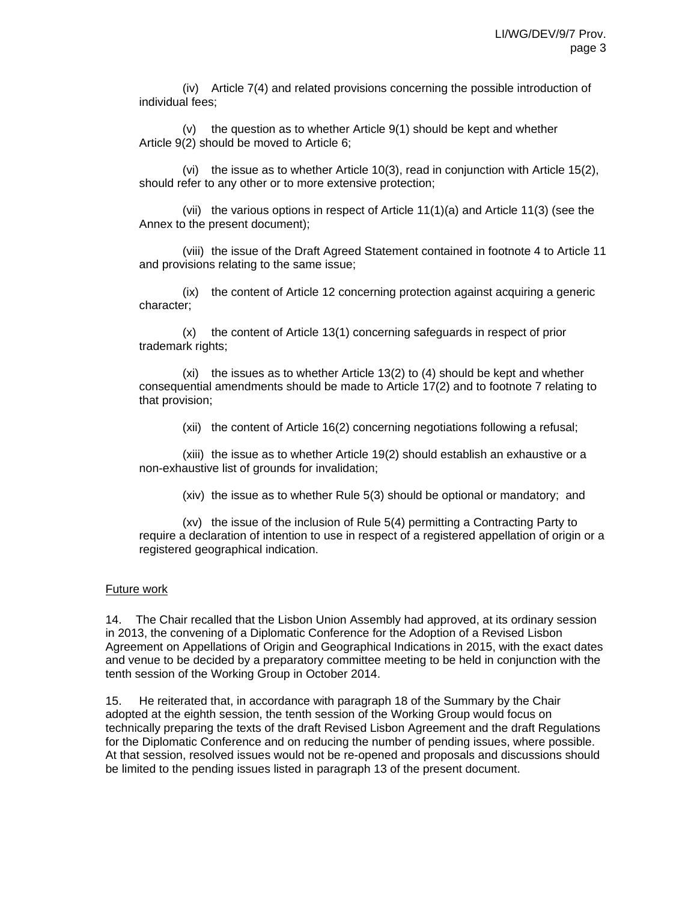(iv) Article 7(4) and related provisions concerning the possible introduction of individual fees;

(v) the question as to whether Article 9(1) should be kept and whether Article 9(2) should be moved to Article 6;

(vi) the issue as to whether Article 10(3), read in conjunction with Article 15(2), should refer to any other or to more extensive protection;

(vii) the various options in respect of Article 11(1)(a) and Article 11(3) (see the Annex to the present document);

(viii) the issue of the Draft Agreed Statement contained in footnote 4 to Article 11 and provisions relating to the same issue;

(ix) the content of Article 12 concerning protection against acquiring a generic character;

(x) the content of Article 13(1) concerning safeguards in respect of prior trademark rights;

(xi) the issues as to whether Article 13(2) to (4) should be kept and whether consequential amendments should be made to Article 17(2) and to footnote 7 relating to that provision;

(xii) the content of Article 16(2) concerning negotiations following a refusal;

(xiii) the issue as to whether Article 19(2) should establish an exhaustive or a non-exhaustive list of grounds for invalidation;

(xiv) the issue as to whether Rule 5(3) should be optional or mandatory; and

(xv) the issue of the inclusion of Rule 5(4) permitting a Contracting Party to require a declaration of intention to use in respect of a registered appellation of origin or a registered geographical indication.

Future work

14. The Chair recalled that the Lisbon Union Assembly had approved, at its ordinary session in 2013, the convening of a Diplomatic Conference for the Adoption of a Revised Lisbon Agreement on Appellations of Origin and Geographical Indications in 2015, with the exact dates and venue to be decided by a preparatory committee meeting to be held in conjunction with the tenth session of the Working Group in October 2014.

15. He reiterated that, in accordance with paragraph 18 of the Summary by the Chair adopted at the eighth session, the tenth session of the Working Group would focus on technically preparing the texts of the draft Revised Lisbon Agreement and the draft Regulations for the Diplomatic Conference and on reducing the number of pending issues, where possible. At that session, resolved issues would not be re-opened and proposals and discussions should be limited to the pending issues listed in paragraph 13 of the present document.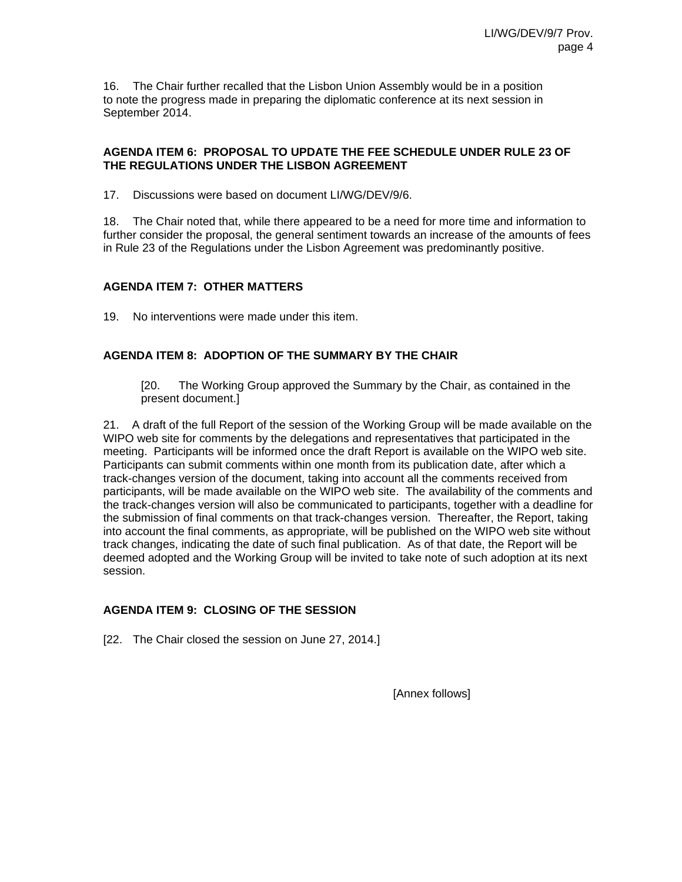16. The Chair further recalled that the Lisbon Union Assembly would be in a position to note the progress made in preparing the diplomatic conference at its next session in September 2014.

## AGENDA ITEM 6: PROPOSAL TO UPDATE THE FEE SCHEDULE UNDER RULE 23 OF THE REGULATIONS UNDER THE LISBON AGREEMENT

17. Discussions were based on document LI/WG/DEV/9/6.

18. The Chair noted that, while there appeared to be a need for more time and information to further consider the proposal, the general sentiment towards an increase of the amounts of fees in Rule 23 of the Regulations under the Lisbon Agreement was predominantly positive.

## AGENDA ITEM 7: OTHER MATTERS

19. No interventions were made under this item.

## AGENDA ITEM 8: ADOPTION OF THE SUMMARY BY THE CHAIR

> [20. The Working Group approved the Summary by the Chair, as contained in the present document.]

21. A draft of the full Report of the session of the Working Group will be made available on the WIPO web site for comments by the delegations and representatives that participated in the meeting. Participants will be informed once the draft Report is available on the WIPO web site. Participants can submit comments within one month from its publication date, after which a track-changes version of the document, taking into account all the comments received from participants, will be made available on the WIPO web site. The availability of the comments and the track-changes version will also be communicated to participants, together with a deadline for the submission of final comments on that track-changes version. Thereafter, the Report, taking into account the final comments, as appropriate, will be published on the WIPO web site without track changes, indicating the date of such final publication. As of that date, the Report will be deemed adopted and the Working Group will be invited to take note of such adoption at its next session.

## AGENDA ITEM 9: CLOSING OF THE SESSION

[22. The Chair closed the session on June 27, 2014.]

[Annex follows]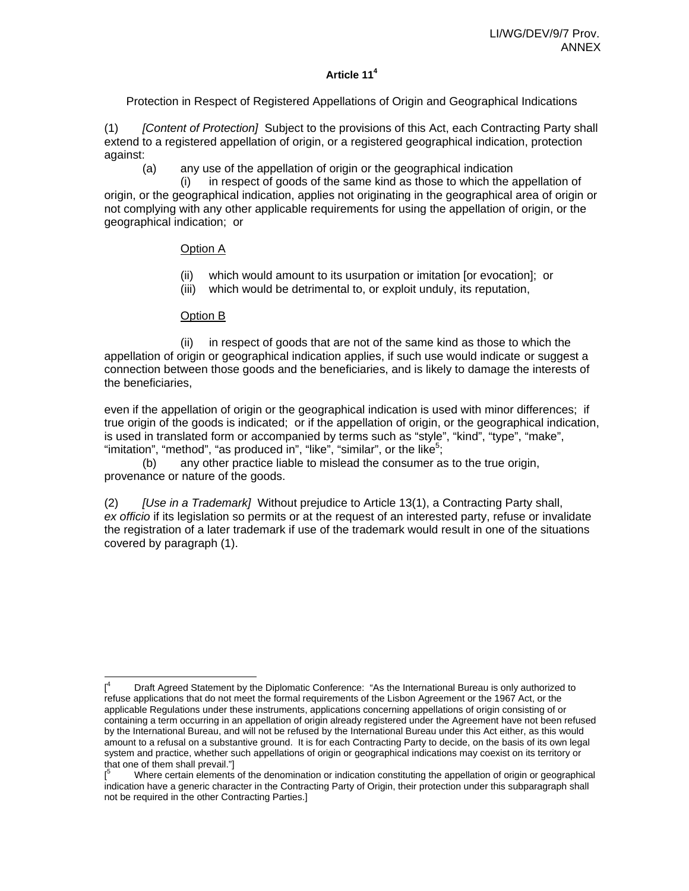### Article 11[4]

Protection in Respect of Registered Appellations of Origin and Geographical Indications

(1) *[Content of Protection]* Subject to the provisions of this Act, each Contracting Party shall extend to a registered appellation of origin, or a registered geographical indication, protection against:

(a) any use of the appellation of origin or the geographical indication

(i) in respect of goods of the same kind as those to which the appellation of origin, or the geographical indication, applies not originating in the geographical area of origin or not complying with any other applicable requirements for using the appellation of origin, or the geographical indication; or

Option A

(ii) which would amount to its usurpation or imitation [or evocation]; or

(iii) which would be detrimental to, or exploit unduly, its reputation,

Option B

(ii) in respect of goods that are not of the same kind as those to which the appellation of origin or geographical indication applies, if such use would indicate or suggest a connection between those goods and the beneficiaries, and is likely to damage the interests of the beneficiaries,

even if the appellation of origin or the geographical indication is used with minor differences; if true origin of the goods is indicated; or if the appellation of origin, or the geographical indication, is used in translated form or accompanied by terms such as "style", "kind", "type", "make", "imitation", "method", "as produced in", "like", "similar", or the like[5];

(b) any other practice liable to mislead the consumer as to the true origin, provenance or nature of the goods.

(2) *[Use in a Trademark]* Without prejudice to Article 13(1), a Contracting Party shall, *ex officio* if its legislation so permits or at the request of an interested party, refuse or invalidate the registration of a later trademark if use of the trademark would result in one of the situations covered by paragraph (1).

---

[[4] Draft Agreed Statement by the Diplomatic Conference: "As the International Bureau is only authorized to refuse applications that do not meet the formal requirements of the Lisbon Agreement or the 1967 Act, or the applicable Regulations under these instruments, applications concerning appellations of origin consisting of or containing a term occurring in an appellation of origin already registered under the Agreement have not been refused by the International Bureau, and will not be refused by the International Bureau under this Act either, as this would amount to a refusal on a substantive ground. It is for each Contracting Party to decide, on the basis of its own legal system and practice, whether such appellations of origin or geographical indications may coexist on its territory or that one of them shall prevail."]

[[5] Where certain elements of the denomination or indication constituting the appellation of origin or geographical indication have a generic character in the Contracting Party of Origin, their protection under this subparagraph shall not be required in the other Contracting Parties.]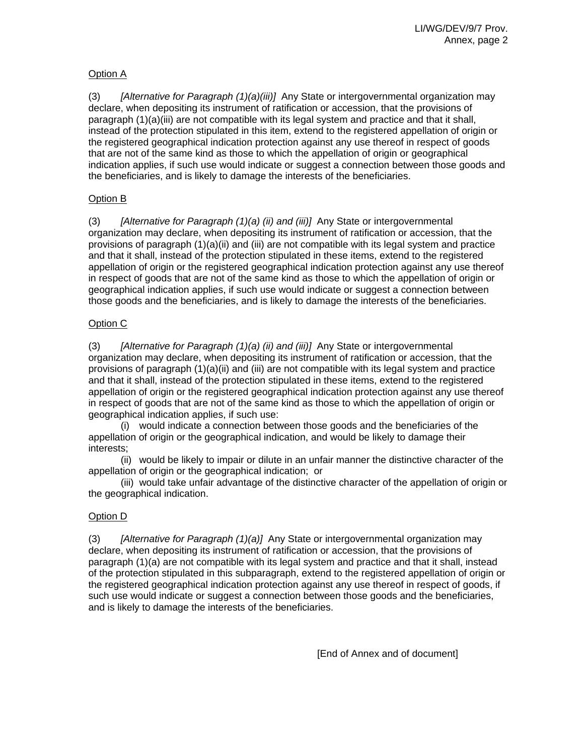Option A

(3) *[Alternative for Paragraph (1)(a)(iii)]* Any State or intergovernmental organization may declare, when depositing its instrument of ratification or accession, that the provisions of paragraph (1)(a)(iii) are not compatible with its legal system and practice and that it shall, instead of the protection stipulated in this item, extend to the registered appellation of origin or the registered geographical indication protection against any use thereof in respect of goods that are not of the same kind as those to which the appellation of origin or geographical indication applies, if such use would indicate or suggest a connection between those goods and the beneficiaries, and is likely to damage the interests of the beneficiaries.

Option B

(3) *[Alternative for Paragraph (1)(a) (ii) and (iii)]* Any State or intergovernmental organization may declare, when depositing its instrument of ratification or accession, that the provisions of paragraph (1)(a)(ii) and (iii) are not compatible with its legal system and practice and that it shall, instead of the protection stipulated in these items, extend to the registered appellation of origin or the registered geographical indication protection against any use thereof in respect of goods that are not of the same kind as those to which the appellation of origin or geographical indication applies, if such use would indicate or suggest a connection between those goods and the beneficiaries, and is likely to damage the interests of the beneficiaries.

Option C

(3) *[Alternative for Paragraph (1)(a) (ii) and (iii)]* Any State or intergovernmental organization may declare, when depositing its instrument of ratification or accession, that the provisions of paragraph (1)(a)(ii) and (iii) are not compatible with its legal system and practice and that it shall, instead of the protection stipulated in these items, extend to the registered appellation of origin or the registered geographical indication protection against any use thereof in respect of goods that are not of the same kind as those to which the appellation of origin or geographical indication applies, if such use:

(i) would indicate a connection between those goods and the beneficiaries of the appellation of origin or the geographical indication, and would be likely to damage their interests;

(ii) would be likely to impair or dilute in an unfair manner the distinctive character of the appellation of origin or the geographical indication; or

(iii) would take unfair advantage of the distinctive character of the appellation of origin or the geographical indication.

Option D

(3) *[Alternative for Paragraph (1)(a)]* Any State or intergovernmental organization may declare, when depositing its instrument of ratification or accession, that the provisions of paragraph (1)(a) are not compatible with its legal system and practice and that it shall, instead of the protection stipulated in this subparagraph, extend to the registered appellation of origin or the registered geographical indication protection against any use thereof in respect of goods, if such use would indicate or suggest a connection between those goods and the beneficiaries, and is likely to damage the interests of the beneficiaries.

[End of Annex and of document]